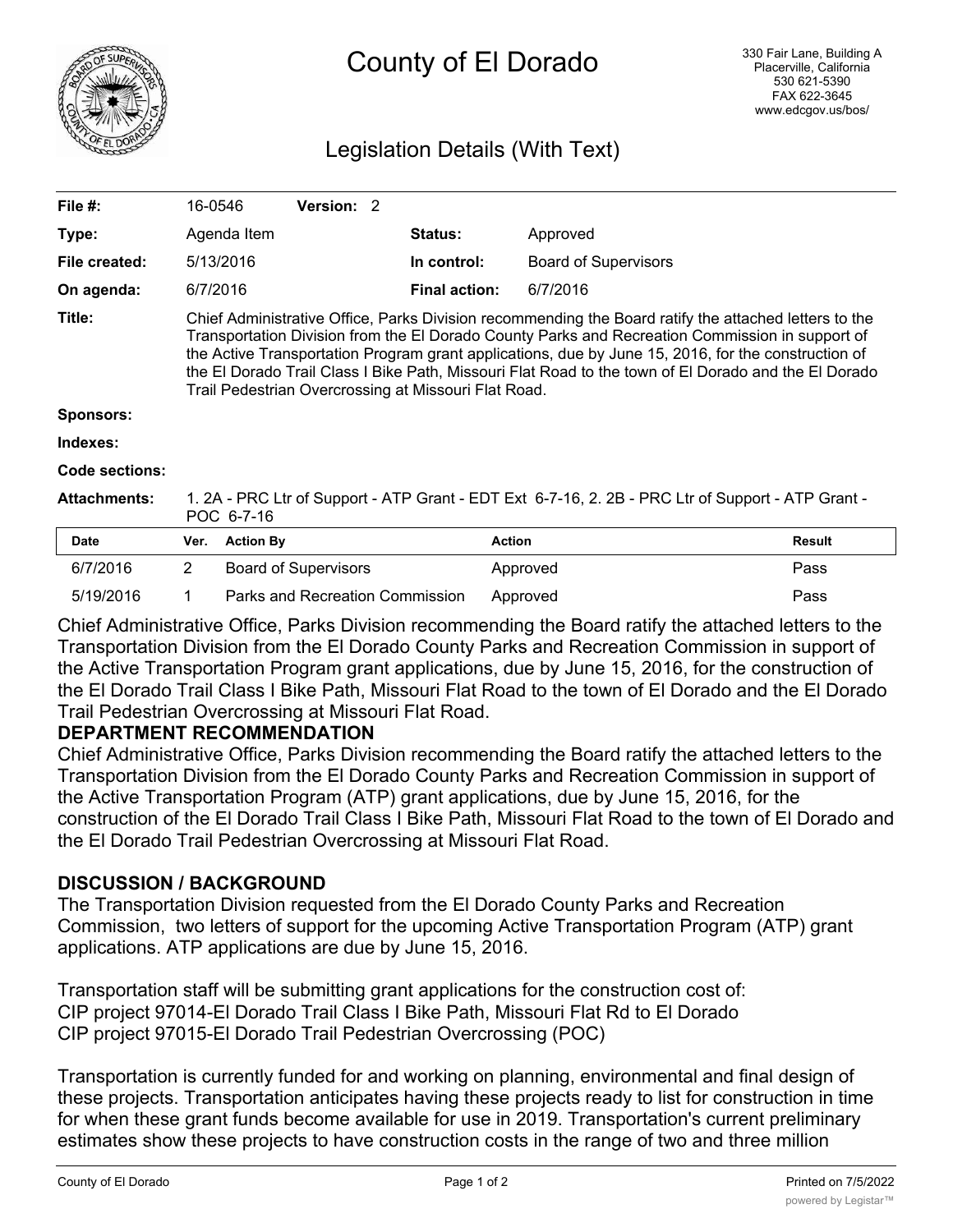# County of El Dorado

330 Fair Lane, Building A
Placerville, California
530 621-5390
FAX 622-3645
www.edcgov.us/bos/

## Legislation Details (With Text)

| | | | |
|---|---|---|---|
| **File #:** | 16-0546 **Version:** 2 | | |
| **Type:** | Agenda Item | **Status:** | Approved |
| **File created:** | 5/13/2016 | **In control:** | Board of Supervisors |
| **On agenda:** | 6/7/2016 | **Final action:** | 6/7/2016 |

**Title:** Chief Administrative Office, Parks Division recommending the Board ratify the attached letters to the Transportation Division from the El Dorado County Parks and Recreation Commission in support of the Active Transportation Program grant applications, due by June 15, 2016, for the construction of the El Dorado Trail Class I Bike Path, Missouri Flat Road to the town of El Dorado and the El Dorado Trail Pedestrian Overcrossing at Missouri Flat Road.

**Sponsors:**

**Indexes:**

**Code sections:**

**Attachments:** 1. 2A - PRC Ltr of Support - ATP Grant - EDT Ext 6-7-16, 2. 2B - PRC Ltr of Support - ATP Grant - POC 6-7-16

| Date | Ver. | Action By | Action | Result |
|---|---|---|---|---|
| 6/7/2016 | 2 | Board of Supervisors | Approved | Pass |
| 5/19/2016 | 1 | Parks and Recreation Commission | Approved | Pass |

Chief Administrative Office, Parks Division recommending the Board ratify the attached letters to the Transportation Division from the El Dorado County Parks and Recreation Commission in support of the Active Transportation Program grant applications, due by June 15, 2016, for the construction of the El Dorado Trail Class I Bike Path, Missouri Flat Road to the town of El Dorado and the El Dorado Trail Pedestrian Overcrossing at Missouri Flat Road.

**DEPARTMENT RECOMMENDATION**

Chief Administrative Office, Parks Division recommending the Board ratify the attached letters to the Transportation Division from the El Dorado County Parks and Recreation Commission in support of the Active Transportation Program (ATP) grant applications, due by June 15, 2016, for the construction of the El Dorado Trail Class I Bike Path, Missouri Flat Road to the town of El Dorado and the El Dorado Trail Pedestrian Overcrossing at Missouri Flat Road.

**DISCUSSION / BACKGROUND**

The Transportation Division requested from the El Dorado County Parks and Recreation Commission, two letters of support for the upcoming Active Transportation Program (ATP) grant applications. ATP applications are due by June 15, 2016.

Transportation staff will be submitting grant applications for the construction cost of:
CIP project 97014-El Dorado Trail Class I Bike Path, Missouri Flat Rd to El Dorado
CIP project 97015-El Dorado Trail Pedestrian Overcrossing (POC)

Transportation is currently funded for and working on planning, environmental and final design of these projects. Transportation anticipates having these projects ready to list for construction in time for when these grant funds become available for use in 2019. Transportation's current preliminary estimates show these projects to have construction costs in the range of two and three million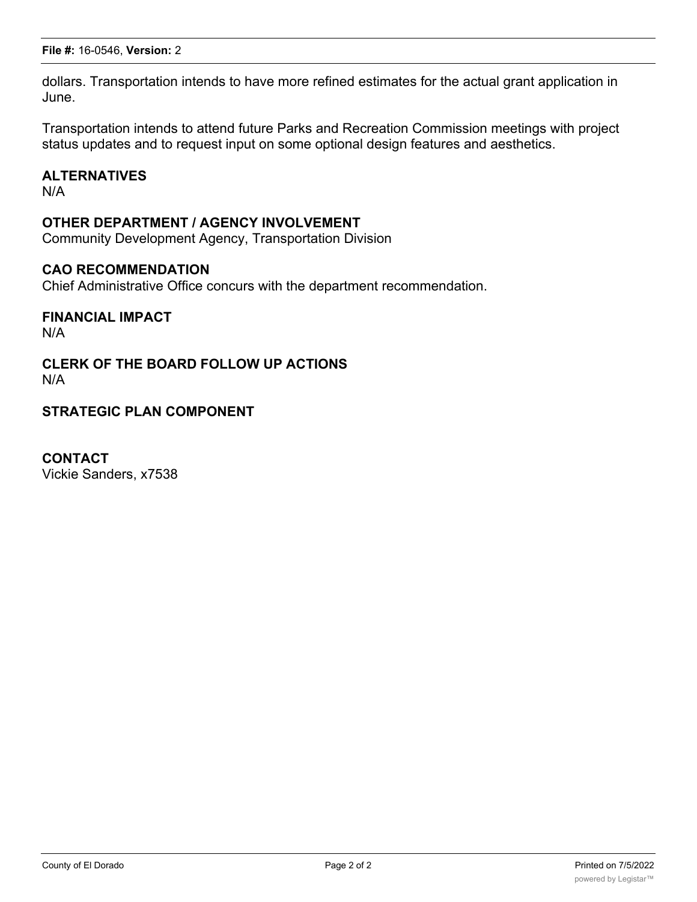dollars. Transportation intends to have more refined estimates for the actual grant application in June.

Transportation intends to attend future Parks and Recreation Commission meetings with project status updates and to request input on some optional design features and aesthetics.

## ALTERNATIVES

N/A

## OTHER DEPARTMENT / AGENCY INVOLVEMENT

Community Development Agency, Transportation Division

## CAO RECOMMENDATION

Chief Administrative Office concurs with the department recommendation.

## FINANCIAL IMPACT

N/A

## CLERK OF THE BOARD FOLLOW UP ACTIONS

N/A

## STRATEGIC PLAN COMPONENT

## CONTACT

Vickie Sanders, x7538